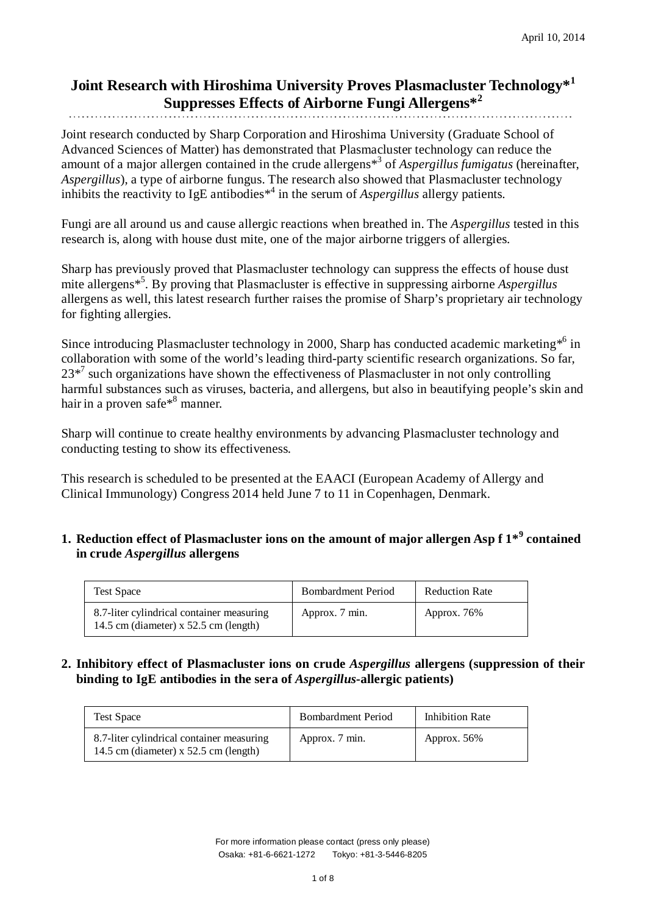April 10, 2014

# Joint Research with Hiroshima University Proves Plasmacluster Technology*[1] Suppresses Effects of Airborne Fungi Allergens*[2]

Joint research conducted by Sharp Corporation and Hiroshima University (Graduate School of Advanced Sciences of Matter) has demonstrated that Plasmacluster technology can reduce the amount of a major allergen contained in the crude allergens*[3] of *Aspergillus fumigatus* (hereinafter, *Aspergillus*), a type of airborne fungus. The research also showed that Plasmacluster technology inhibits the reactivity to IgE antibodies*[4] in the serum of *Aspergillus* allergy patients.

Fungi are all around us and cause allergic reactions when breathed in. The *Aspergillus* tested in this research is, along with house dust mite, one of the major airborne triggers of allergies.

Sharp has previously proved that Plasmacluster technology can suppress the effects of house dust mite allergens*[5]. By proving that Plasmacluster is effective in suppressing airborne *Aspergillus* allergens as well, this latest research further raises the promise of Sharp's proprietary air technology for fighting allergies.

Since introducing Plasmacluster technology in 2000, Sharp has conducted academic marketing*[6] in collaboration with some of the world's leading third-party scientific research organizations. So far, 23*[7] such organizations have shown the effectiveness of Plasmacluster in not only controlling harmful substances such as viruses, bacteria, and allergens, but also in beautifying people's skin and hair in a proven safe*[8] manner.

Sharp will continue to create healthy environments by advancing Plasmacluster technology and conducting testing to show its effectiveness.

This research is scheduled to be presented at the EAACI (European Academy of Allergy and Clinical Immunology) Congress 2014 held June 7 to 11 in Copenhagen, Denmark.

## 1. Reduction effect of Plasmacluster ions on the amount of major allergen Asp f 1*[9] contained in crude *Aspergillus* allergens

| Test Space | Bombardment Period | Reduction Rate |
|---|---|---|
| 8.7-liter cylindrical container measuring 14.5 cm (diameter) x 52.5 cm (length) | Approx. 7 min. | Approx. 76% |

## 2. Inhibitory effect of Plasmacluster ions on crude *Aspergillus* allergens (suppression of their binding to IgE antibodies in the sera of *Aspergillus*-allergic patients)

| Test Space | Bombardment Period | Inhibition Rate |
|---|---|---|
| 8.7-liter cylindrical container measuring 14.5 cm (diameter) x 52.5 cm (length) | Approx. 7 min. | Approx. 56% |

For more information please contact (press only please)
Osaka: +81-6-6621-1272 Tokyo: +81-3-5446-8205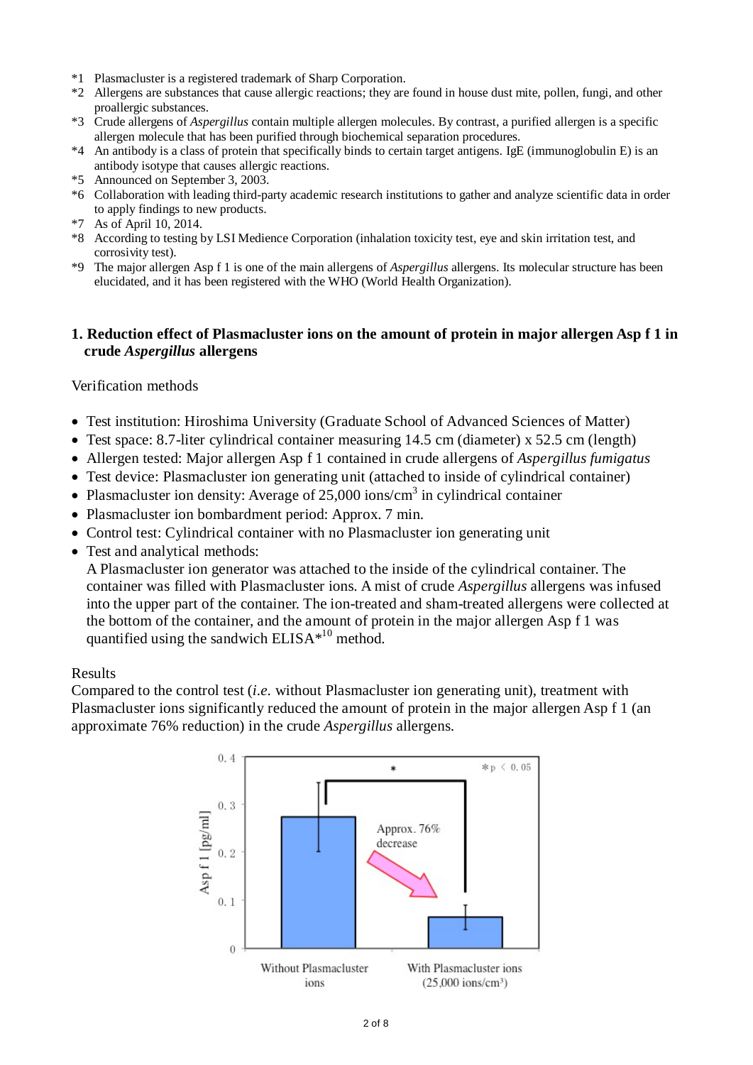*1 Plasmacluster is a registered trademark of Sharp Corporation.
*2 Allergens are substances that cause allergic reactions; they are found in house dust mite, pollen, fungi, and other proallergic substances.
*3 Crude allergens of *Aspergillus* contain multiple allergen molecules. By contrast, a purified allergen is a specific allergen molecule that has been purified through biochemical separation procedures.
*4 An antibody is a class of protein that specifically binds to certain target antigens. IgE (immunoglobulin E) is an antibody isotype that causes allergic reactions.
*5 Announced on September 3, 2003.
*6 Collaboration with leading third-party academic research institutions to gather and analyze scientific data in order to apply findings to new products.
*7 As of April 10, 2014.
*8 According to testing by LSI Medience Corporation (inhalation toxicity test, eye and skin irritation test, and corrosivity test).
*9 The major allergen Asp f 1 is one of the main allergens of *Aspergillus* allergens. Its molecular structure has been elucidated, and it has been registered with the WHO (World Health Organization).

## 1. Reduction effect of Plasmacluster ions on the amount of protein in major allergen Asp f 1 in crude *Aspergillus* allergens

Verification methods

- Test institution: Hiroshima University (Graduate School of Advanced Sciences of Matter)
- Test space: 8.7-liter cylindrical container measuring 14.5 cm (diameter) x 52.5 cm (length)
- Allergen tested: Major allergen Asp f 1 contained in crude allergens of *Aspergillus fumigatus*
- Test device: Plasmacluster ion generating unit (attached to inside of cylindrical container)
- Plasmacluster ion density: Average of 25,000 ions/cm$^3$ in cylindrical container
- Plasmacluster ion bombardment period: Approx. 7 min.
- Control test: Cylindrical container with no Plasmacluster ion generating unit
- Test and analytical methods:
  A Plasmacluster ion generator was attached to the inside of the cylindrical container. The container was filled with Plasmacluster ions. A mist of crude *Aspergillus* allergens was infused into the upper part of the container. The ion-treated and sham-treated allergens were collected at the bottom of the container, and the amount of protein in the major allergen Asp f 1 was quantified using the sandwich ELISA*10 method.

Results

Compared to the control test (*i.e.* without Plasmacluster ion generating unit), treatment with Plasmacluster ions significantly reduced the amount of protein in the major allergen Asp f 1 (an approximate 76% reduction) in the crude *Aspergillus* allergens.

Asp f 1 [pg/ml]: Without Plasmacluster ions vs. With Plasmacluster ions (25,000 ions/cm$^3$) — Approx. 76% decrease; * $p < 0.05$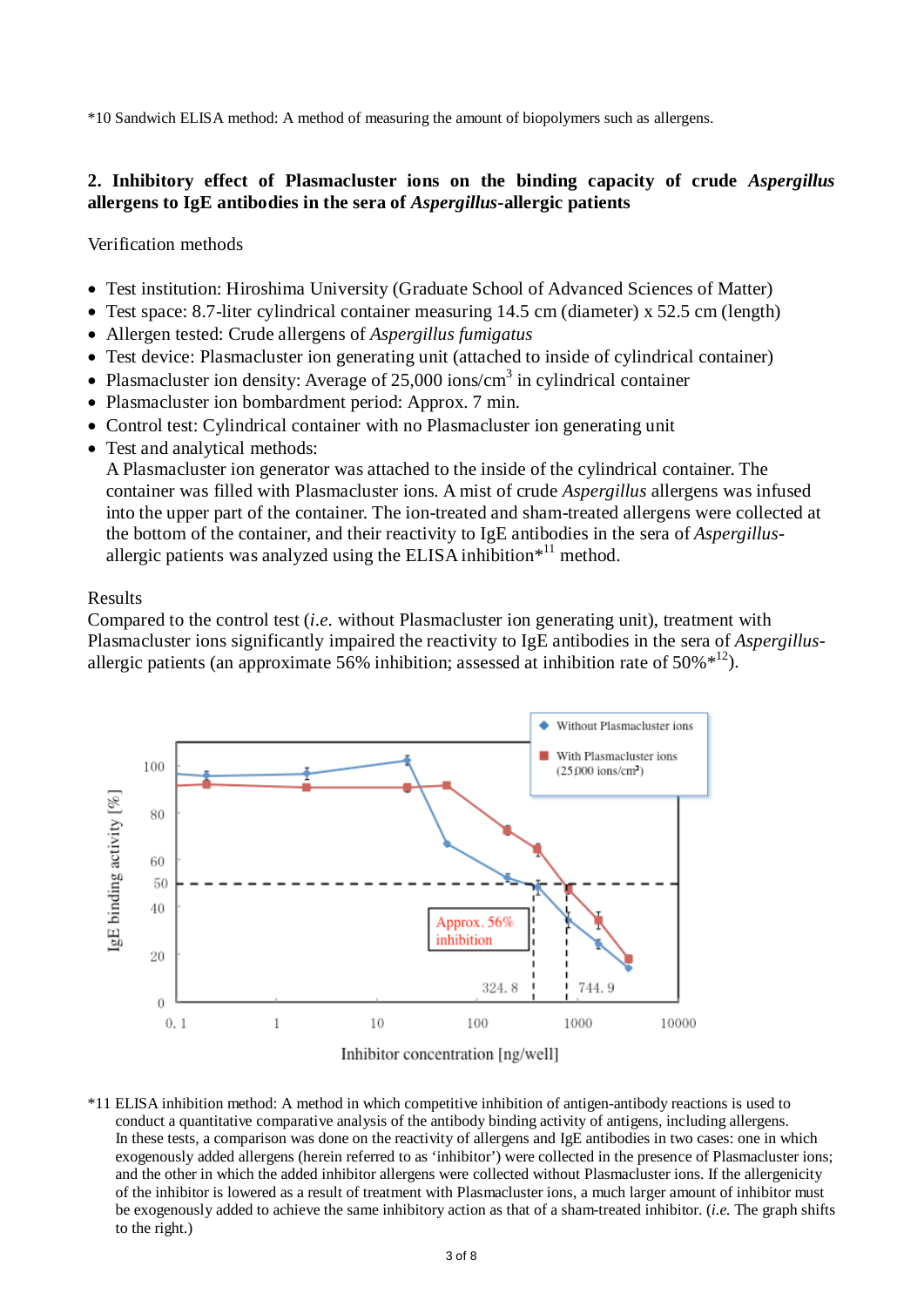*10 Sandwich ELISA method: A method of measuring the amount of biopolymers such as allergens.

## 2. Inhibitory effect of Plasmacluster ions on the binding capacity of crude *Aspergillus* allergens to IgE antibodies in the sera of *Aspergillus*-allergic patients

Verification methods

- Test institution: Hiroshima University (Graduate School of Advanced Sciences of Matter)
- Test space: 8.7-liter cylindrical container measuring 14.5 cm (diameter) x 52.5 cm (length)
- Allergen tested: Crude allergens of *Aspergillus fumigatus*
- Test device: Plasmacluster ion generating unit (attached to inside of cylindrical container)
- Plasmacluster ion density: Average of 25,000 ions/cm$^3$ in cylindrical container
- Plasmacluster ion bombardment period: Approx. 7 min.
- Control test: Cylindrical container with no Plasmacluster ion generating unit
- Test and analytical methods:
  A Plasmacluster ion generator was attached to the inside of the cylindrical container. The container was filled with Plasmacluster ions. A mist of crude *Aspergillus* allergens was infused into the upper part of the container. The ion-treated and sham-treated allergens were collected at the bottom of the container, and their reactivity to IgE antibodies in the sera of *Aspergillus*-allergic patients was analyzed using the ELISA inhibition*[11] method.

Results

Compared to the control test (*i.e.* without Plasmacluster ion generating unit), treatment with Plasmacluster ions significantly impaired the reactivity to IgE antibodies in the sera of *Aspergillus*-allergic patients (an approximate 56% inhibition; assessed at inhibition rate of 50%*[12]).

*11 ELISA inhibition method: A method in which competitive inhibition of antigen-antibody reactions is used to conduct a quantitative comparative analysis of the antibody binding activity of antigens, including allergens. In these tests, a comparison was done on the reactivity of allergens and IgE antibodies in two cases: one in which exogenously added allergens (herein referred to as 'inhibitor') were collected in the presence of Plasmacluster ions; and the other in which the added inhibitor allergens were collected without Plasmacluster ions. If the allergenicity of the inhibitor is lowered as a result of treatment with Plasmacluster ions, a much larger amount of inhibitor must be exogenously added to achieve the same inhibitory action as that of a sham-treated inhibitor. (*i.e.* The graph shifts to the right.)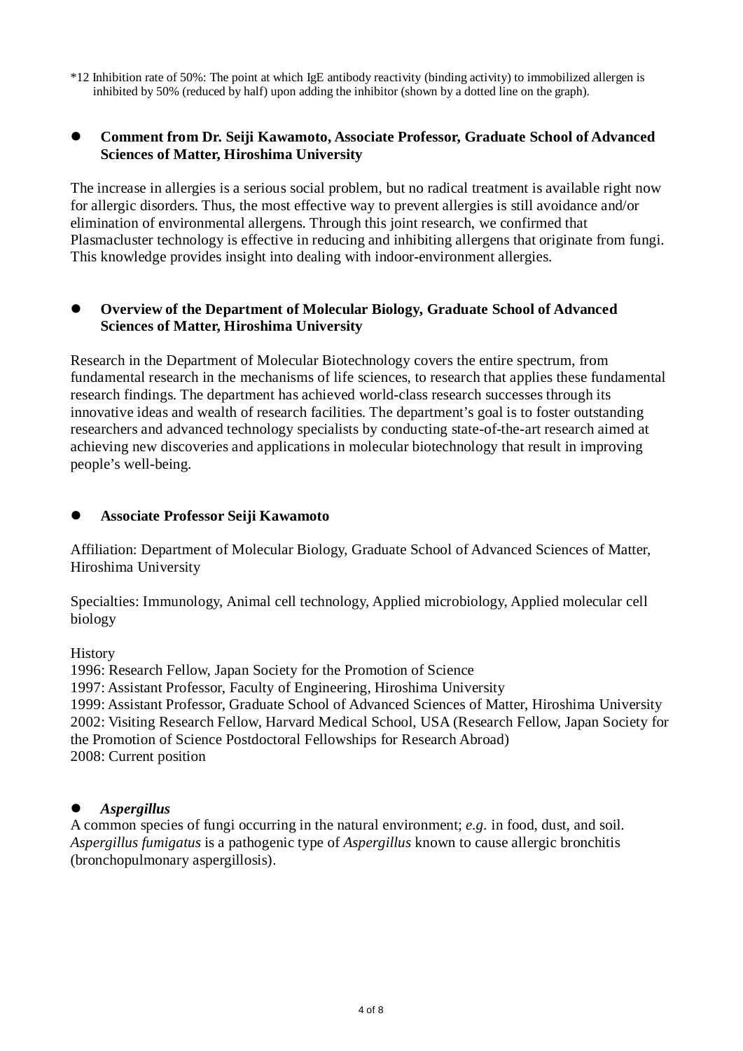*12 Inhibition rate of 50%: The point at which IgE antibody reactivity (binding activity) to immobilized allergen is inhibited by 50% (reduced by half) upon adding the inhibitor (shown by a dotted line on the graph).

- **Comment from Dr. Seiji Kawamoto, Associate Professor, Graduate School of Advanced Sciences of Matter, Hiroshima University**

The increase in allergies is a serious social problem, but no radical treatment is available right now for allergic disorders. Thus, the most effective way to prevent allergies is still avoidance and/or elimination of environmental allergens. Through this joint research, we confirmed that Plasmacluster technology is effective in reducing and inhibiting allergens that originate from fungi. This knowledge provides insight into dealing with indoor-environment allergies.

- **Overview of the Department of Molecular Biology, Graduate School of Advanced Sciences of Matter, Hiroshima University**

Research in the Department of Molecular Biotechnology covers the entire spectrum, from fundamental research in the mechanisms of life sciences, to research that applies these fundamental research findings. The department has achieved world-class research successes through its innovative ideas and wealth of research facilities. The department's goal is to foster outstanding researchers and advanced technology specialists by conducting state-of-the-art research aimed at achieving new discoveries and applications in molecular biotechnology that result in improving people's well-being.

- **Associate Professor Seiji Kawamoto**

Affiliation: Department of Molecular Biology, Graduate School of Advanced Sciences of Matter, Hiroshima University

Specialties: Immunology, Animal cell technology, Applied microbiology, Applied molecular cell biology

History
1996: Research Fellow, Japan Society for the Promotion of Science
1997: Assistant Professor, Faculty of Engineering, Hiroshima University
1999: Assistant Professor, Graduate School of Advanced Sciences of Matter, Hiroshima University
2002: Visiting Research Fellow, Harvard Medical School, USA (Research Fellow, Japan Society for the Promotion of Science Postdoctoral Fellowships for Research Abroad)
2008: Current position

- ***Aspergillus***

A common species of fungi occurring in the natural environment; *e.g.* in food, dust, and soil. *Aspergillus fumigatus* is a pathogenic type of *Aspergillus* known to cause allergic bronchitis (bronchopulmonary aspergillosis).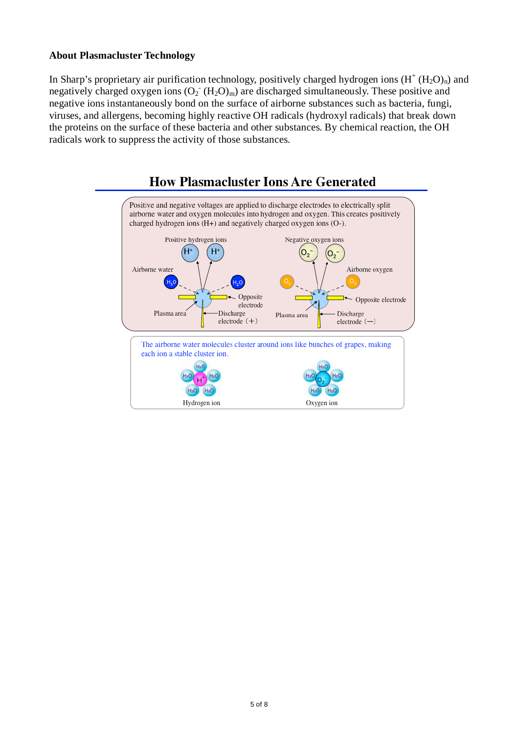**About Plasmacluster Technology**

In Sharp's proprietary air purification technology, positively charged hydrogen ions ($H^+ (H_2O)_n$) and negatively charged oxygen ions ($O_2^- (H_2O)_m$) are discharged simultaneously. These positive and negative ions instantaneously bond on the surface of airborne substances such as bacteria, fungi, viruses, and allergens, becoming highly reactive OH radicals (hydroxyl radicals) that break down the proteins on the surface of these bacteria and other substances. By chemical reaction, the OH radicals work to suppress the activity of those substances.

## How Plasmacluster Ions Are Generated

Positive and negative voltages are applied to discharge electrodes to electrically split airborne water and oxygen molecules into hydrogen and oxygen. This creates positively charged hydrogen ions (H+) and negatively charged oxygen ions (O-).

Positive hydrogen ions — Airborne water — Opposite electrode — Plasma area — Discharge electrode (+)

Negative oxygen ions — Airborne oxygen — Opposite electrode — Plasma area — Discharge electrode (—)

The airborne water molecules cluster around ions like bunches of grapes, making each ion a stable cluster ion.

Hydrogen ion — Oxygen ion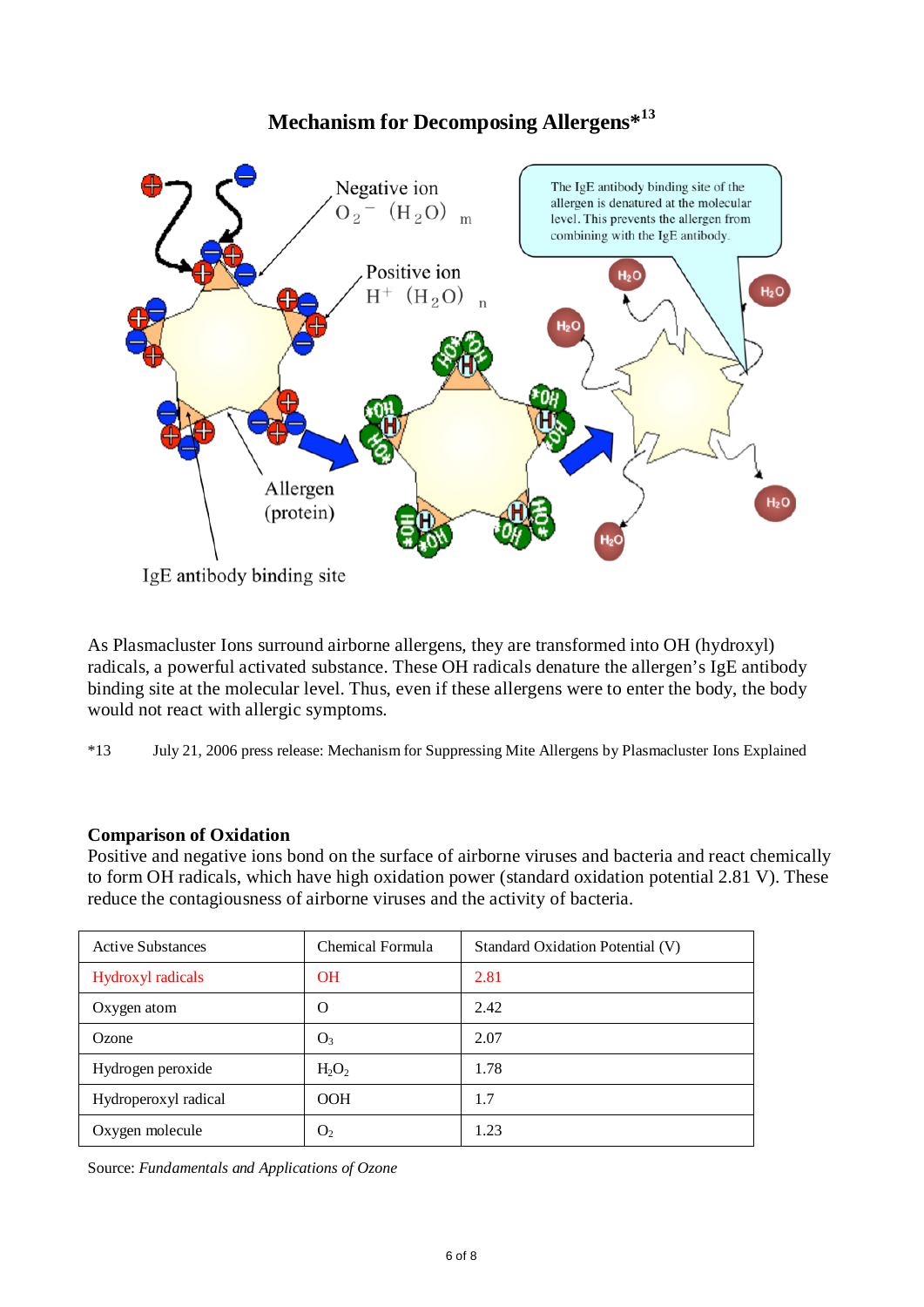## Mechanism for Decomposing Allergens*[13]

As Plasmacluster Ions surround airborne allergens, they are transformed into OH (hydroxyl) radicals, a powerful activated substance. These OH radicals denature the allergen's IgE antibody binding site at the molecular level. Thus, even if these allergens were to enter the body, the body would not react with allergic symptoms.

*13 July 21, 2006 press release: Mechanism for Suppressing Mite Allergens by Plasmacluster Ions Explained

**Comparison of Oxidation**

Positive and negative ions bond on the surface of airborne viruses and bacteria and react chemically to form OH radicals, which have high oxidation power (standard oxidation potential 2.81 V). These reduce the contagiousness of airborne viruses and the activity of bacteria.

| Active Substances | Chemical Formula | Standard Oxidation Potential (V) |
|---|---|---|
| Hydroxyl radicals | OH | 2.81 |
| Oxygen atom | O | 2.42 |
| Ozone | $O_3$ | 2.07 |
| Hydrogen peroxide | $H_2O_2$ | 1.78 |
| Hydroperoxyl radical | OOH | 1.7 |
| Oxygen molecule | $O_2$ | 1.23 |

Source: *Fundamentals and Applications of Ozone*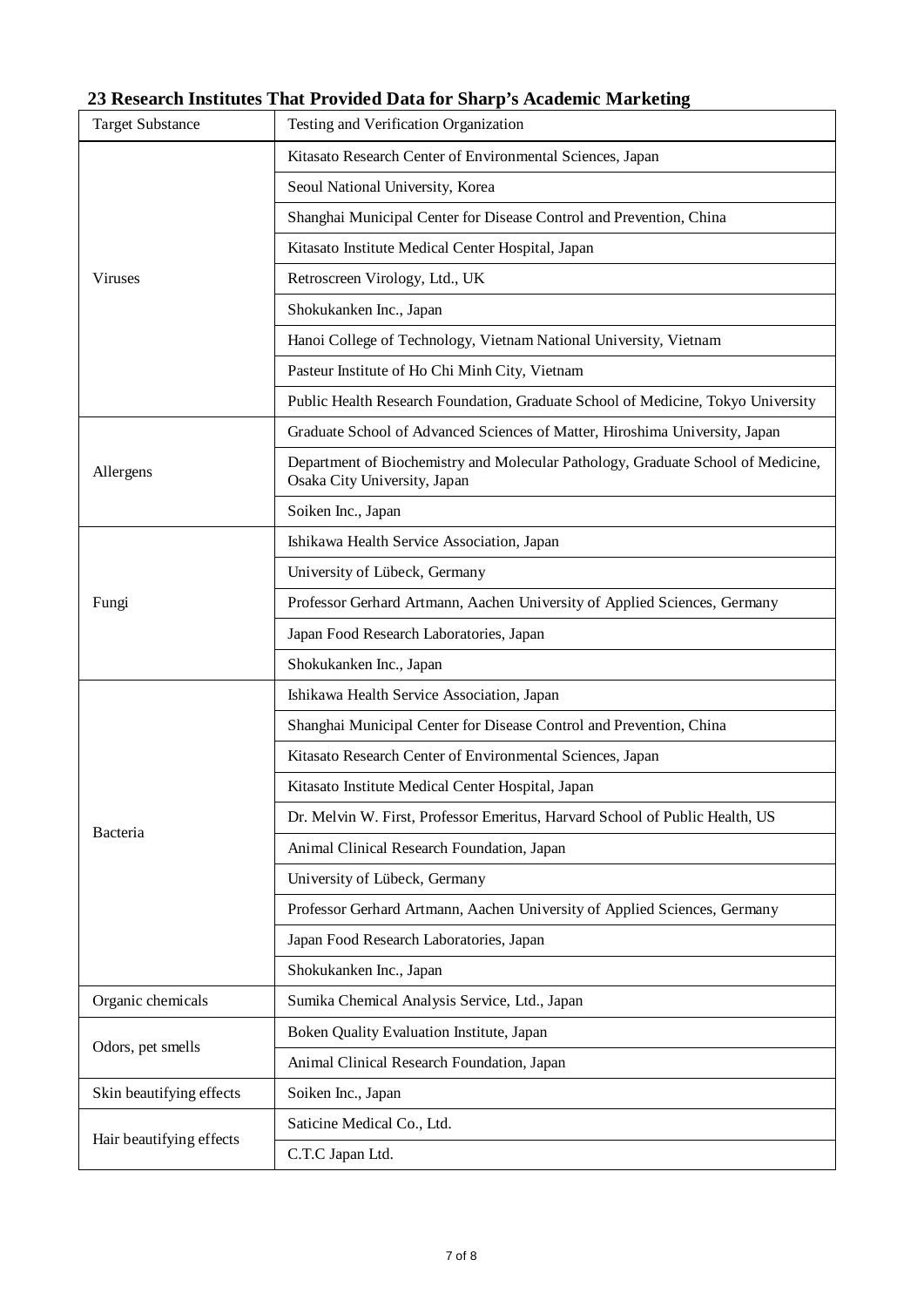**23 Research Institutes That Provided Data for Sharp's Academic Marketing**

| Target Substance | Testing and Verification Organization |
| --- | --- |
| Viruses | Kitasato Research Center of Environmental Sciences, Japan |
| | Seoul National University, Korea |
| | Shanghai Municipal Center for Disease Control and Prevention, China |
| | Kitasato Institute Medical Center Hospital, Japan |
| | Retroscreen Virology, Ltd., UK |
| | Shokukanken Inc., Japan |
| | Hanoi College of Technology, Vietnam National University, Vietnam |
| | Pasteur Institute of Ho Chi Minh City, Vietnam |
| | Public Health Research Foundation, Graduate School of Medicine, Tokyo University |
| Allergens | Graduate School of Advanced Sciences of Matter, Hiroshima University, Japan |
| | Department of Biochemistry and Molecular Pathology, Graduate School of Medicine, Osaka City University, Japan |
| | Soiken Inc., Japan |
| Fungi | Ishikawa Health Service Association, Japan |
| | University of Lübeck, Germany |
| | Professor Gerhard Artmann, Aachen University of Applied Sciences, Germany |
| | Japan Food Research Laboratories, Japan |
| | Shokukanken Inc., Japan |
| Bacteria | Ishikawa Health Service Association, Japan |
| | Shanghai Municipal Center for Disease Control and Prevention, China |
| | Kitasato Research Center of Environmental Sciences, Japan |
| | Kitasato Institute Medical Center Hospital, Japan |
| | Dr. Melvin W. First, Professor Emeritus, Harvard School of Public Health, US |
| | Animal Clinical Research Foundation, Japan |
| | University of Lübeck, Germany |
| | Professor Gerhard Artmann, Aachen University of Applied Sciences, Germany |
| | Japan Food Research Laboratories, Japan |
| | Shokukanken Inc., Japan |
| Organic chemicals | Sumika Chemical Analysis Service, Ltd., Japan |
| Odors, pet smells | Boken Quality Evaluation Institute, Japan |
| | Animal Clinical Research Foundation, Japan |
| Skin beautifying effects | Soiken Inc., Japan |
| Hair beautifying effects | Saticine Medical Co., Ltd. |
| | C.T.C Japan Ltd. |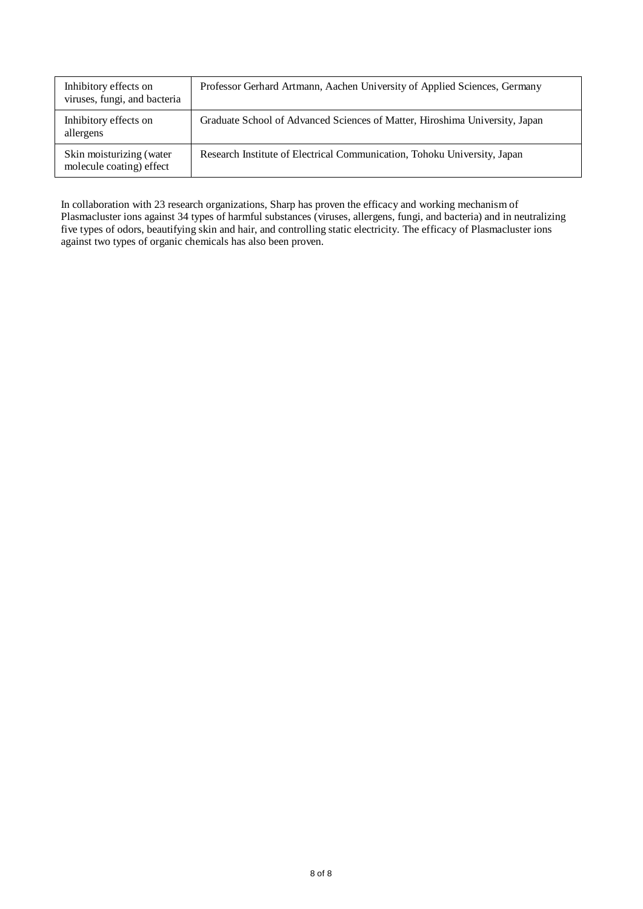| | |
|---|---|
| Inhibitory effects on viruses, fungi, and bacteria | Professor Gerhard Artmann, Aachen University of Applied Sciences, Germany |
| Inhibitory effects on allergens | Graduate School of Advanced Sciences of Matter, Hiroshima University, Japan |
| Skin moisturizing (water molecule coating) effect | Research Institute of Electrical Communication, Tohoku University, Japan |

In collaboration with 23 research organizations, Sharp has proven the efficacy and working mechanism of Plasmacluster ions against 34 types of harmful substances (viruses, allergens, fungi, and bacteria) and in neutralizing five types of odors, beautifying skin and hair, and controlling static electricity. The efficacy of Plasmacluster ions against two types of organic chemicals has also been proven.